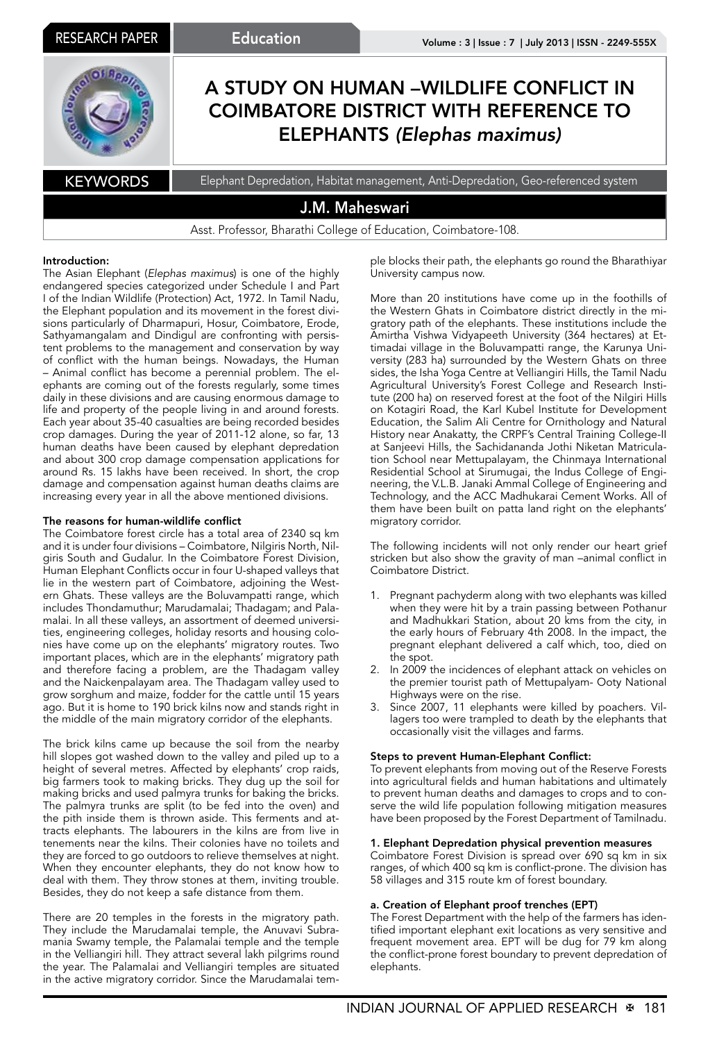# A STUDY ON HUMAN –WILDLIFE CONFLICT IN COIMBATORE DISTRICT WITH REFERENCE TO ELEPHANTS *(Elephas maximus)*

**KEYWORDS:** Elephant Depredation, Habitat management, Anti-Depredation, Geo-referenced system

**J.M. Maheswari**

Asst. Professor, Bharathi College of Education, Coimbatore-108.

**Introduction:**

The Asian Elephant (*Elephas maximus*) is one of the highly endangered species categorized under Schedule I and Part I of the Indian Wildlife (Protection) Act, 1972. In Tamil Nadu, the Elephant population and its movement in the forest divisions particularly of Dharmapuri, Hosur, Coimbatore, Erode, Sathyamangalam and Dindigul are confronting with persistent problems to the management and conservation by way of conflict with the human beings. Nowadays, the Human – Animal conflict has become a perennial problem. The elephants are coming out of the forests regularly, some times daily in these divisions and are causing enormous damage to life and property of the people living in and around forests. Each year about 35-40 casualties are being recorded besides crop damages. During the year of 2011-12 alone, so far, 13 human deaths have been caused by elephant depredation and about 300 crop damage compensation applications for around Rs. 15 lakhs have been received. In short, the crop damage and compensation against human deaths claims are increasing every year in all the above mentioned divisions.

**The reasons for human-wildlife conflict**

The Coimbatore forest circle has a total area of 2340 sq km and it is under four divisions – Coimbatore, Nilgiris North, Nilgiris South and Gudalur. In the Coimbatore Forest Division, Human Elephant Conflicts occur in four U-shaped valleys that lie in the western part of Coimbatore, adjoining the Western Ghats. These valleys are the Boluvampatti range, which includes Thondamuthur; Marudamalai; Thadagam; and Palamalai. In all these valleys, an assortment of deemed universities, engineering colleges, holiday resorts and housing colonies have come up on the elephants' migratory routes. Two important places, which are in the elephants' migratory path and therefore facing a problem, are the Thadagam valley and the Naickenpalayam area. The Thadagam valley used to grow sorghum and maize, fodder for the cattle until 15 years ago. But it is home to 190 brick kilns now and stands right in the middle of the main migratory corridor of the elephants.

The brick kilns came up because the soil from the nearby hill slopes got washed down to the valley and piled up to a height of several metres. Affected by elephants' crop raids, big farmers took to making bricks. They dug up the soil for making bricks and used palmyra trunks for baking the bricks. The palmyra trunks are split (to be fed into the oven) and the pith inside them is thrown aside. This ferments and attracts elephants. The labourers in the kilns are from live in tenements near the kilns. Their colonies have no toilets and they are forced to go outdoors to relieve themselves at night. When they encounter elephants, they do not know how to deal with them. They throw stones at them, inviting trouble. Besides, they do not keep a safe distance from them.

There are 20 temples in the forests in the migratory path. They include the Marudamalai temple, the Anuvavi Subramania Swamy temple, the Palamalai temple and the temple in the Velliangiri hill. They attract several lakh pilgrims round the year. The Palamalai and Velliangiri temples are situated in the active migratory corridor. Since the Marudamalai temple blocks their path, the elephants go round the Bharathiyar University campus now.

More than 20 institutions have come up in the foothills of the Western Ghats in Coimbatore district directly in the migratory path of the elephants. These institutions include the Amirtha Vishwa Vidyapeeth University (364 hectares) at Ettimadai village in the Boluvampatti range, the Karunya University (283 ha) surrounded by the Western Ghats on three sides, the Isha Yoga Centre at Velliangiri Hills, the Tamil Nadu Agricultural University's Forest College and Research Institute (200 ha) on reserved forest at the foot of the Nilgiri Hills on Kotagiri Road, the Karl Kubel Institute for Development Education, the Salim Ali Centre for Ornithology and Natural History near Anakatty, the CRPF's Central Training College-II at Sanjeevi Hills, the Sachidananda Jothi Niketan Matriculation School near Mettupalayam, the Chinmaya International Residential School at Sirumugai, the Indus College of Engineering, the V.L.B. Janaki Ammal College of Engineering and Technology, and the ACC Madhukarai Cement Works. All of them have been built on patta land right on the elephants' migratory corridor.

The following incidents will not only render our heart grief stricken but also show the gravity of man –animal conflict in Coimbatore District.

1. Pregnant pachyderm along with two elephants was killed when they were hit by a train passing between Pothanur and Madhukkari Station, about 20 kms from the city, in the early hours of February 4th 2008. In the impact, the pregnant elephant delivered a calf which, too, died on the spot.
2. In 2009 the incidences of elephant attack on vehicles on the premier tourist path of Mettupalayam- Ooty National Highways were on the rise.
3. Since 2007, 11 elephants were killed by poachers. Villagers too were trampled to death by the elephants that occasionally visit the villages and farms.

**Steps to prevent Human-Elephant Conflict:**

To prevent elephants from moving out of the Reserve Forests into agricultural fields and human habitations and ultimately to prevent human deaths and damages to crops and to conserve the wild life population following mitigation measures have been proposed by the Forest Department of Tamilnadu.

**1. Elephant Depredation physical prevention measures**

Coimbatore Forest Division is spread over 690 sq km in six ranges, of which 400 sq km is conflict-prone. The division has 58 villages and 315 route km of forest boundary.

**a. Creation of Elephant proof trenches (EPT)**

The Forest Department with the help of the farmers has identified important elephant exit locations as very sensitive and frequent movement area. EPT will be dug for 79 km along the conflict-prone forest boundary to prevent depredation of elephants.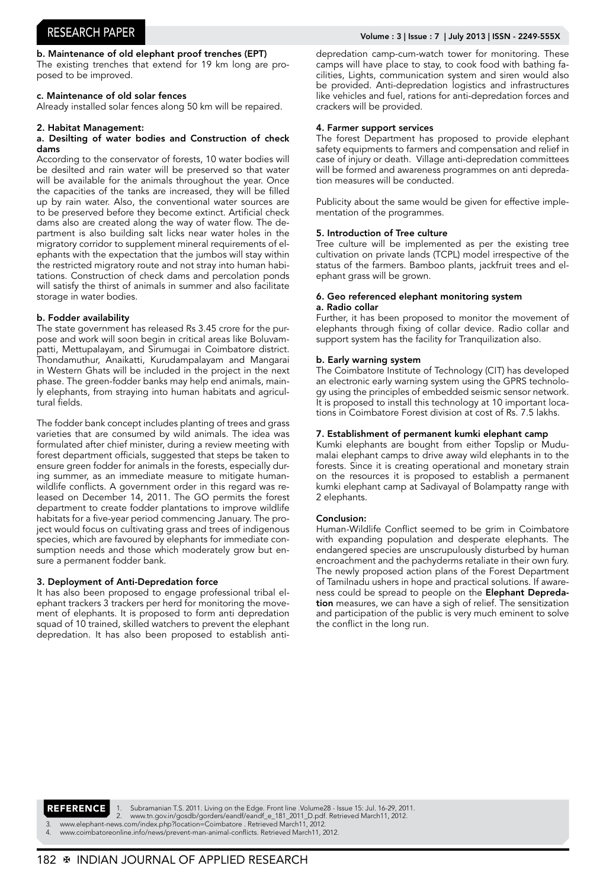#### b. Maintenance of old elephant proof trenches (EPT)

The existing trenches that extend for 19 km long are proposed to be improved.

#### c. Maintenance of old solar fences

Already installed solar fences along 50 km will be repaired.

### 2. Habitat Management:

#### a. Desilting of water bodies and Construction of check dams

According to the conservator of forests, 10 water bodies will be desilted and rain water will be preserved so that water will be available for the animals throughout the year. Once the capacities of the tanks are increased, they will be filled up by rain water. Also, the conventional water sources are to be preserved before they become extinct. Artificial check dams also are created along the way of water flow. The department is also building salt licks near water holes in the migratory corridor to supplement mineral requirements of elephants with the expectation that the jumbos will stay within the restricted migratory route and not stray into human habitations. Construction of check dams and percolation ponds will satisfy the thirst of animals in summer and also facilitate storage in water bodies.

#### b. Fodder availability

The state government has released Rs 3.45 crore for the purpose and work will soon begin in critical areas like Boluvampatti, Mettupalayam, and Sirumugai in Coimbatore district. Thondamuthur, Anaikatti, Kurudampalayam and Mangarai in Western Ghats will be included in the project in the next phase. The green-fodder banks may help end animals, mainly elephants, from straying into human habitats and agricultural fields.

The fodder bank concept includes planting of trees and grass varieties that are consumed by wild animals. The idea was formulated after chief minister, during a review meeting with forest department officials, suggested that steps be taken to ensure green fodder for animals in the forests, especially during summer, as an immediate measure to mitigate human-wildlife conflicts. A government order in this regard was released on December 14, 2011. The GO permits the forest department to create fodder plantations to improve wildlife habitats for a five-year period commencing January. The project would focus on cultivating grass and trees of indigenous species, which are favoured by elephants for immediate consumption needs and those which moderately grow but ensure a permanent fodder bank.

### 3. Deployment of Anti-Depredation force

It has also been proposed to engage professional tribal elephant trackers 3 trackers per herd for monitoring the movement of elephants. It is proposed to form anti depredation squad of 10 trained, skilled watchers to prevent the elephant depredation. It has also been proposed to establish anti-depredation camp-cum-watch tower for monitoring. These camps will have place to stay, to cook food with bathing facilities, Lights, communication system and siren would also be provided. Anti-depredation logistics and infrastructures like vehicles and fuel, rations for anti-depredation forces and crackers will be provided.

### 4. Farmer support services

The forest Department has proposed to provide elephant safety equipments to farmers and compensation and relief in case of injury or death. Village anti-depredation committees will be formed and awareness programmes on anti depredation measures will be conducted.

Publicity about the same would be given for effective implementation of the programmes.

### 5. Introduction of Tree culture

Tree culture will be implemented as per the existing tree cultivation on private lands (TCPL) model irrespective of the status of the farmers. Bamboo plants, jackfruit trees and elephant grass will be grown.

### 6. Geo referenced elephant monitoring system

#### a. Radio collar

Further, it has been proposed to monitor the movement of elephants through fixing of collar device. Radio collar and support system has the facility for Tranquilization also.

#### b. Early warning system

The Coimbatore Institute of Technology (CIT) has developed an electronic early warning system using the GPRS technology using the principles of embedded seismic sensor network. It is proposed to install this technology at 10 important locations in Coimbatore Forest division at cost of Rs. 7.5 lakhs.

### 7. Establishment of permanent kumki elephant camp

Kumki elephants are bought from either Topslip or Mudumalai elephant camps to drive away wild elephants in to the forests. Since it is creating operational and monetary strain on the resources it is proposed to establish a permanent kumki elephant camp at Sadivayal of Bolampatty range with 2 elephants.

## Conclusion:

Human-Wildlife Conflict seemed to be grim in Coimbatore with expanding population and desperate elephants. The endangered species are unscrupulously disturbed by human encroachment and the pachyderms retaliate in their own fury. The newly proposed action plans of the Forest Department of Tamilnadu ushers in hope and practical solutions. If awareness could be spread to people on the **Elephant Depredation** measures, we can have a sigh of relief. The sensitization and participation of the public is very much eminent to solve the conflict in the long run.

## REFERENCE

1. Subramanian T.S. 2011. Living on the Edge. Front line .Volume28 - Issue 15: Jul. 16-29, 2011.
2. www.tn.gov.in/gosdb/gorders/eandf/eandf_e_181_2011_D.pdf. Retrieved March11, 2012.
3. www.elephant-news.com/index.php?location=Coimbatore . Retrieved March11, 2012.
4. www.coimbatoreonline.info/news/prevent-man-animal-conflicts. Retrieved March11, 2012.